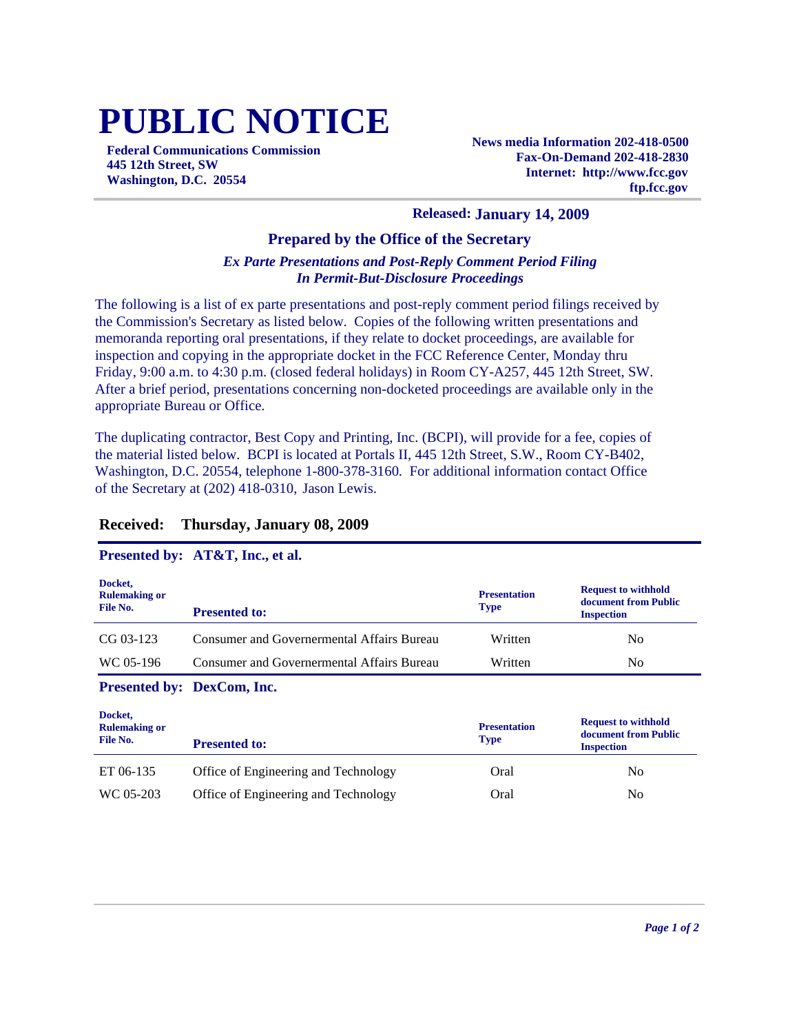# PUBLIC NOTICE

**Federal Communications Commission**
**445 12th Street, SW**
**Washington, D.C. 20554**

**News media Information 202-418-0500**
**Fax-On-Demand 202-418-2830**
**Internet: http://www.fcc.gov**
**ftp.fcc.gov**

**Released: January 14, 2009**

## Prepared by the Office of the Secretary

***Ex Parte Presentations and Post-Reply Comment Period Filing In Permit-But-Disclosure Proceedings***

The following is a list of ex parte presentations and post-reply comment period filings received by the Commission's Secretary as listed below. Copies of the following written presentations and memoranda reporting oral presentations, if they relate to docket proceedings, are available for inspection and copying in the appropriate docket in the FCC Reference Center, Monday thru Friday, 9:00 a.m. to 4:30 p.m. (closed federal holidays) in Room CY-A257, 445 12th Street, SW. After a brief period, presentations concerning non-docketed proceedings are available only in the appropriate Bureau or Office.

The duplicating contractor, Best Copy and Printing, Inc. (BCPI), will provide for a fee, copies of the material listed below. BCPI is located at Portals II, 445 12th Street, S.W., Room CY-B402, Washington, D.C. 20554, telephone 1-800-378-3160. For additional information contact Office of the Secretary at (202) 418-0310, Jason Lewis.

### Received: Thursday, January 08, 2009

**Presented by: AT&T, Inc., et al.**

| Docket, Rulemaking or File No. | Presented to: | Presentation Type | Request to withhold document from Public Inspection |
|---|---|---|---|
| CG 03-123 | Consumer and Governmental Affairs Bureau | Written | No |
| WC 05-196 | Consumer and Governmental Affairs Bureau | Written | No |

**Presented by: DexCom, Inc.**

| Docket, Rulemaking or File No. | Presented to: | Presentation Type | Request to withhold document from Public Inspection |
|---|---|---|---|
| ET 06-135 | Office of Engineering and Technology | Oral | No |
| WC 05-203 | Office of Engineering and Technology | Oral | No |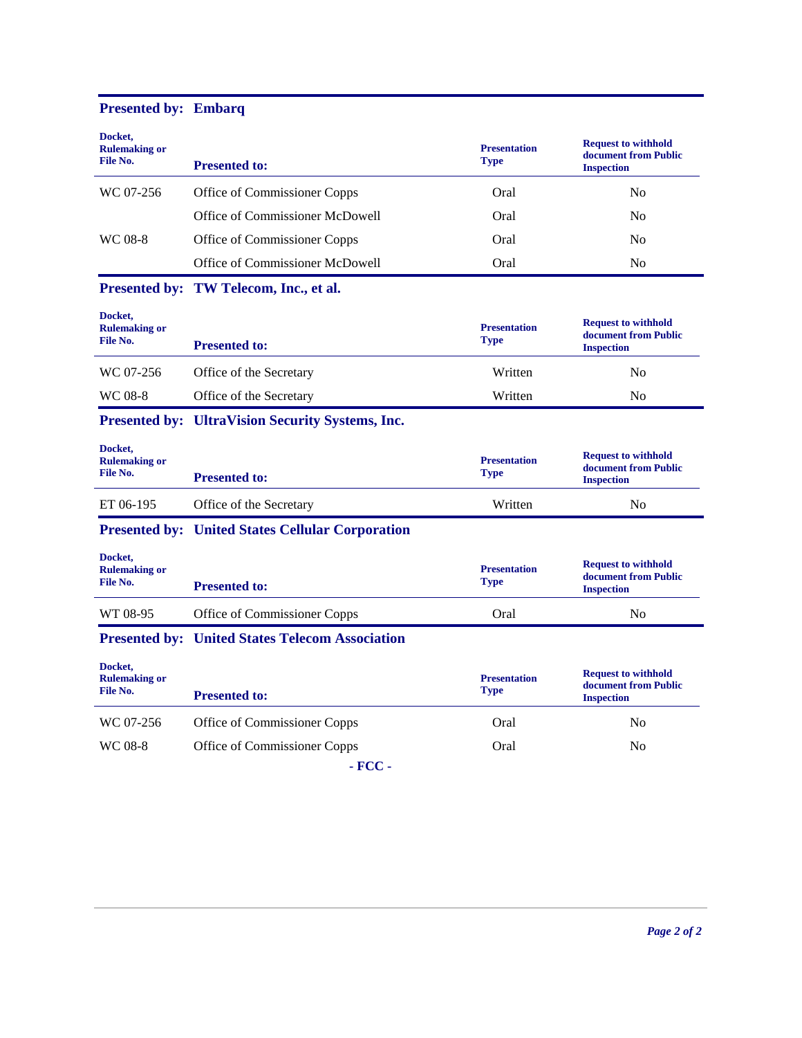## Presented by: Embarq

| Docket, Rulemaking or File No. | Presented to: | Presentation Type | Request to withhold document from Public Inspection |
|---|---|---|---|
| WC 07-256 | Office of Commissioner Copps | Oral | No |
| | Office of Commissioner McDowell | Oral | No |
| WC 08-8 | Office of Commissioner Copps | Oral | No |
| | Office of Commissioner McDowell | Oral | No |

## Presented by: TW Telecom, Inc., et al.

| Docket, Rulemaking or File No. | Presented to: | Presentation Type | Request to withhold document from Public Inspection |
|---|---|---|---|
| WC 07-256 | Office of the Secretary | Written | No |
| WC 08-8 | Office of the Secretary | Written | No |

## Presented by: UltraVision Security Systems, Inc.

| Docket, Rulemaking or File No. | Presented to: | Presentation Type | Request to withhold document from Public Inspection |
|---|---|---|---|
| ET 06-195 | Office of the Secretary | Written | No |

## Presented by: United States Cellular Corporation

| Docket, Rulemaking or File No. | Presented to: | Presentation Type | Request to withhold document from Public Inspection |
|---|---|---|---|
| WT 08-95 | Office of Commissioner Copps | Oral | No |

## Presented by: United States Telecom Association

| Docket, Rulemaking or File No. | Presented to: | Presentation Type | Request to withhold document from Public Inspection |
|---|---|---|---|
| WC 07-256 | Office of Commissioner Copps | Oral | No |
| WC 08-8 | Office of Commissioner Copps | Oral | No |

**- FCC -**